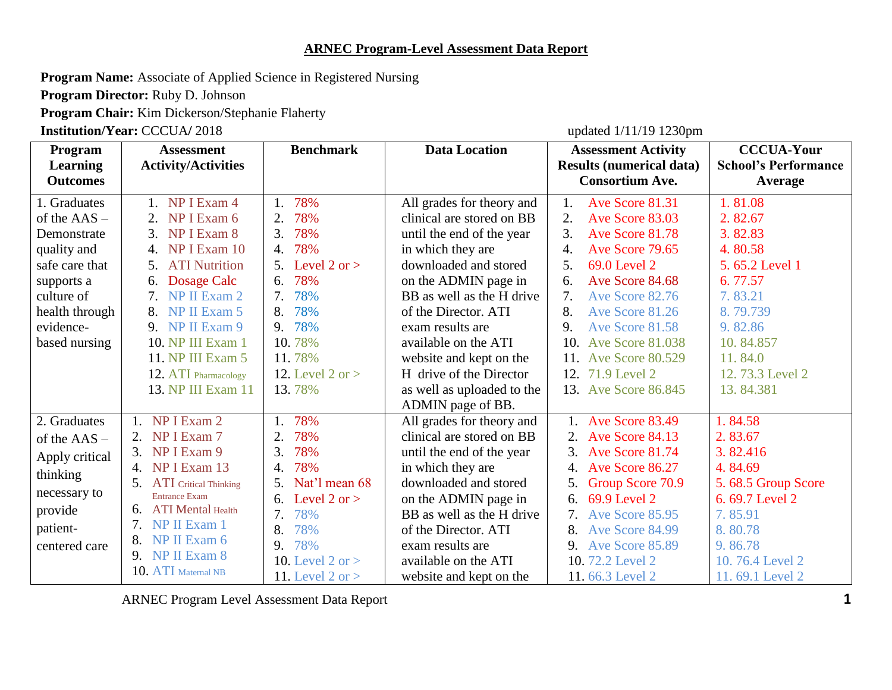# ARNEC Program-Level Assessment Data Report

**Program Name:** Associate of Applied Science in Registered Nursing
**Program Director:** Ruby D. Johnson
**Program Chair:** Kim Dickerson/Stephanie Flaherty
**Institution/Year:** CCCUA/ 2018 updated 1/11/19 1230pm

| Program Learning Outcomes | Assessment Activity/Activities | Benchmark | Data Location | Assessment Activity Results (numerical data) Consortium Ave. | CCCUA-Your School's Performance Average |
|---|---|---|---|---|---|
| 1. Graduates of the AAS – Demonstrate quality and safe care that supports a culture of health through evidence-based nursing | 1. NP I Exam 4<br>2. NP I Exam 6<br>3. NP I Exam 8<br>4. NP I Exam 10<br>5. ATI Nutrition<br>6. Dosage Calc<br>7. NP II Exam 2<br>8. NP II Exam 5<br>9. NP II Exam 9<br>10. NP III Exam 1<br>11. NP III Exam 5<br>12. ATI Pharmacology<br>13. NP III Exam 11 | 1. 78%<br>2. 78%<br>3. 78%<br>4. 78%<br>5. Level 2 or ><br>6. 78%<br>7. 78%<br>8. 78%<br>9. 78%<br>10. 78%<br>11. 78%<br>12. Level 2 or ><br>13. 78% | All grades for theory and clinical are stored on BB until the end of the year in which they are downloaded and stored on the ADMIN page in BB as well as the H drive of the Director. ATI exam results are available on the ATI website and kept on the H drive of the Director as well as uploaded to the ADMIN page of BB. | 1. Ave Score 81.31<br>2. Ave Score 83.03<br>3. Ave Score 81.78<br>4. Ave Score 79.65<br>5. 69.0 Level 2<br>6. Ave Score 84.68<br>7. Ave Score 82.76<br>8. Ave Score 81.26<br>9. Ave Score 81.58<br>10. Ave Score 81.038<br>11. Ave Score 80.529<br>12. 71.9 Level 2<br>13. Ave Score 86.845 | 1. 81.08<br>2. 82.67<br>3. 82.83<br>4. 80.58<br>5. 65.2 Level 1<br>6. 77.57<br>7. 83.21<br>8. 79.739<br>9. 82.86<br>10. 84.857<br>11. 84.0<br>12. 73.3 Level 2<br>13. 84.381 |
| 2. Graduates of the AAS – Apply critical thinking necessary to provide patient-centered care | 1. NP I Exam 2<br>2. NP I Exam 7<br>3. NP I Exam 9<br>4. NP I Exam 13<br>5. ATI Critical Thinking Entrance Exam<br>6. ATI Mental Health<br>7. NP II Exam 1<br>8. NP II Exam 6<br>9. NP II Exam 8<br>10. ATI Maternal NB | 1. 78%<br>2. 78%<br>3. 78%<br>4. 78%<br>5. Nat'l mean 68<br>6. Level 2 or ><br>7. 78%<br>8. 78%<br>9. 78%<br>10. Level 2 or ><br>11. Level 2 or > | All grades for theory and clinical are stored on BB until the end of the year in which they are downloaded and stored on the ADMIN page in BB as well as the H drive of the Director. ATI exam results are available on the ATI website and kept on the | 1. Ave Score 83.49<br>2. Ave Score 84.13<br>3. Ave Score 81.74<br>4. Ave Score 86.27<br>5. Group Score 70.9<br>6. 69.9 Level 2<br>7. Ave Score 85.95<br>8. Ave Score 84.99<br>9. Ave Score 85.89<br>10. 72.2 Level 2<br>11. 66.3 Level 2 | 1. 84.58<br>2. 83.67<br>3. 82.416<br>4. 84.69<br>5. 68.5 Group Score<br>6. 69.7 Level 2<br>7. 85.91<br>8. 80.78<br>9. 86.78<br>10. 76.4 Level 2<br>11. 69.1 Level 2 |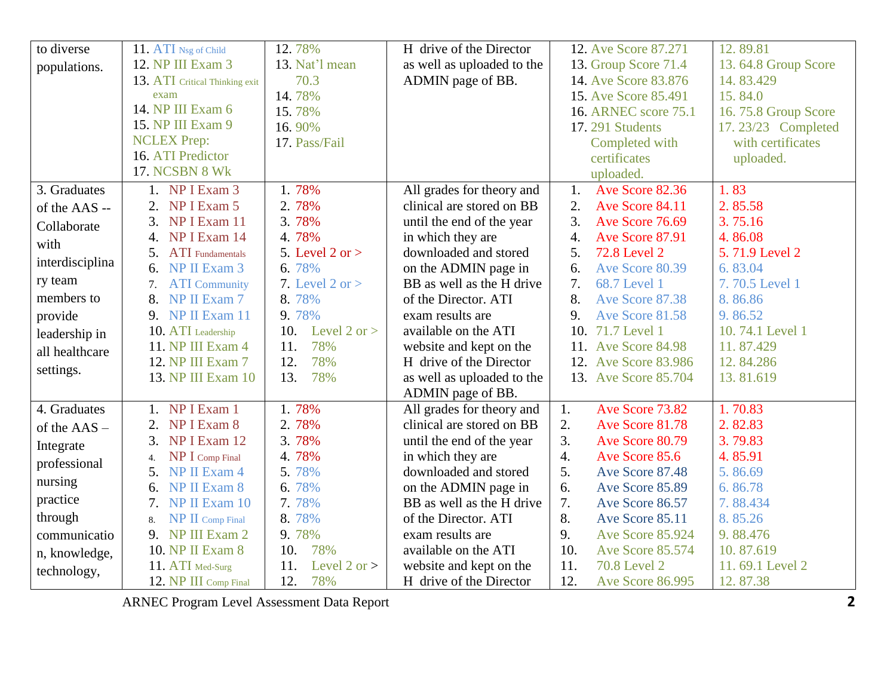| | | | | | |
|---|---|---|---|---|---|
| to diverse populations. | 11. ATI Nsg of Child<br>12. NP III Exam 3<br>13. ATI Critical Thinking exit exam<br>14. NP III Exam 6<br>15. NP III Exam 9<br>NCLEX Prep:<br>16. ATI Predictor<br>17. NCSBN 8 Wk | 12. 78%<br>13. Nat'l mean 70.3<br>14. 78%<br>15. 78%<br>16. 90%<br>17. Pass/Fail | H drive of the Director as well as uploaded to the ADMIN page of BB. | 12. Ave Score 87.271<br>13. Group Score 71.4<br>14. Ave Score 83.876<br>15. Ave Score 85.491<br>16. ARNEC score 75.1<br>17. 291 Students Completed with certificates uploaded. | 12. 89.81<br>13. 64.8 Group Score<br>14. 83.429<br>15. 84.0<br>16. 75.8 Group Score<br>17. 23/23 Completed with certificates uploaded. |
| 3. Graduates of the AAS -- Collaborate with interdisciplinary team members to provide leadership in all healthcare settings. | 1. NP I Exam 3<br>2. NP I Exam 5<br>3. NP I Exam 11<br>4. NP I Exam 14<br>5. ATI Fundamentals<br>6. NP II Exam 3<br>7. ATI Community<br>8. NP II Exam 7<br>9. NP II Exam 11<br>10. ATI Leadership<br>11. NP III Exam 4<br>12. NP III Exam 7<br>13. NP III Exam 10 | 1. 78%<br>2. 78%<br>3. 78%<br>4. 78%<br>5. Level 2 or ><br>6. 78%<br>7. Level 2 or ><br>8. 78%<br>9. 78%<br>10. Level 2 or ><br>11. 78%<br>12. 78%<br>13. 78% | All grades for theory and clinical are stored on BB until the end of the year in which they are downloaded and stored on the ADMIN page in BB as well as the H drive of the Director. ATI exam results are available on the ATI website and kept on the H drive of the Director as well as uploaded to the ADMIN page of BB. | 1. Ave Score 82.36<br>2. Ave Score 84.11<br>3. Ave Score 76.69<br>4. Ave Score 87.91<br>5. 72.8 Level 2<br>6. Ave Score 80.39<br>7. 68.7 Level 1<br>8. Ave Score 87.38<br>9. Ave Score 81.58<br>10. 71.7 Level 1<br>11. Ave Score 84.98<br>12. Ave Score 83.986<br>13. Ave Score 85.704 | 1. 83<br>2. 85.58<br>3. 75.16<br>4. 86.08<br>5. 71.9 Level 2<br>6. 83.04<br>7. 70.5 Level 1<br>8. 86.86<br>9. 86.52<br>10. 74.1 Level 1<br>11. 87.429<br>12. 84.286<br>13. 81.619 |
| 4. Graduates of the AAS – Integrate professional nursing practice through communication, knowledge, technology, | 1. NP I Exam 1<br>2. NP I Exam 8<br>3. NP I Exam 12<br>4. NP I Comp Final<br>5. NP II Exam 4<br>6. NP II Exam 8<br>7. NP II Exam 10<br>8. NP II Comp Final<br>9. NP III Exam 2<br>10. NP II Exam 8<br>11. ATI Med-Surg<br>12. NP III Comp Final | 1. 78%<br>2. 78%<br>3. 78%<br>4. 78%<br>5. 78%<br>6. 78%<br>7. 78%<br>8. 78%<br>9. 78%<br>10. 78%<br>11. Level 2 or ><br>12. 78% | All grades for theory and clinical are stored on BB until the end of the year in which they are downloaded and stored on the ADMIN page in BB as well as the H drive of the Director. ATI exam results are available on the ATI website and kept on the H drive of the Director | 1. Ave Score 73.82<br>2. Ave Score 81.78<br>3. Ave Score 80.79<br>4. Ave Score 85.6<br>5. Ave Score 87.48<br>6. Ave Score 85.89<br>7. Ave Score 86.57<br>8. Ave Score 85.11<br>9. Ave Score 85.924<br>10. Ave Score 85.574<br>11. 70.8 Level 2<br>12. Ave Score 86.995 | 1. 70.83<br>2. 82.83<br>3. 79.83<br>4. 85.91<br>5. 86.69<br>6. 86.78<br>7. 88.434<br>8. 85.26<br>9. 88.476<br>10. 87.619<br>11. 69.1 Level 2<br>12. 87.38 |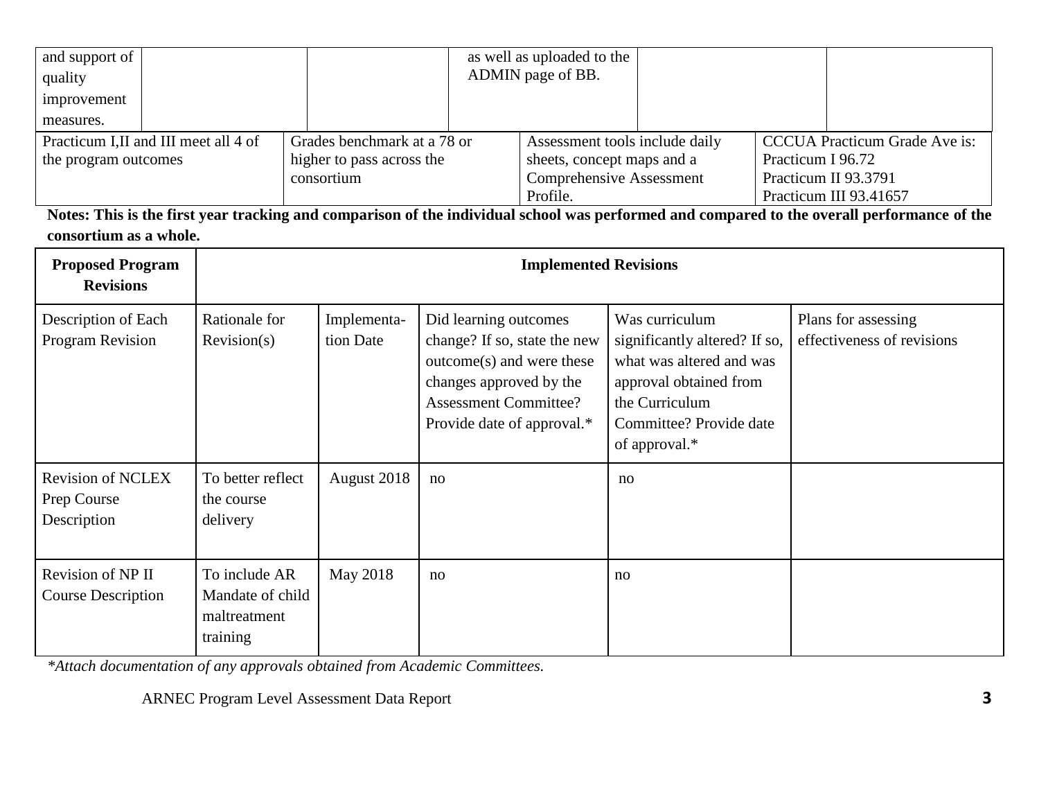| | | | | | |
|---|---|---|---|---|---|
| and support of quality improvement measures. | | | as well as uploaded to the ADMIN page of BB. | | |
| Practicum I,II and III meet all 4 of the program outcomes | | Grades benchmark at a 78 or higher to pass across the consortium | Assessment tools include daily sheets, concept maps and a Comprehensive Assessment Profile. | | CCCUA Practicum Grade Ave is: Practicum I 96.72 Practicum II 93.3791 Practicum III 93.41657 |

**Notes: This is the first year tracking and comparison of the individual school was performed and compared to the overall performance of the consortium as a whole.**

| **Proposed Program Revisions** | **Implemented Revisions** | | | | |
|---|---|---|---|---|---|
| Description of Each Program Revision | Rationale for Revision(s) | Implementa-tion Date | Did learning outcomes change? If so, state the new outcome(s) and were these changes approved by the Assessment Committee? Provide date of approval.* | Was curriculum significantly altered? If so, what was altered and was approval obtained from the Curriculum Committee? Provide date of approval.* | Plans for assessing effectiveness of revisions |
| Revision of NCLEX Prep Course Description | To better reflect the course delivery | August 2018 | no | no | |
| Revision of NP II Course Description | To include AR Mandate of child maltreatment training | May 2018 | no | no | |

*\*Attach documentation of any approvals obtained from Academic Committees.*